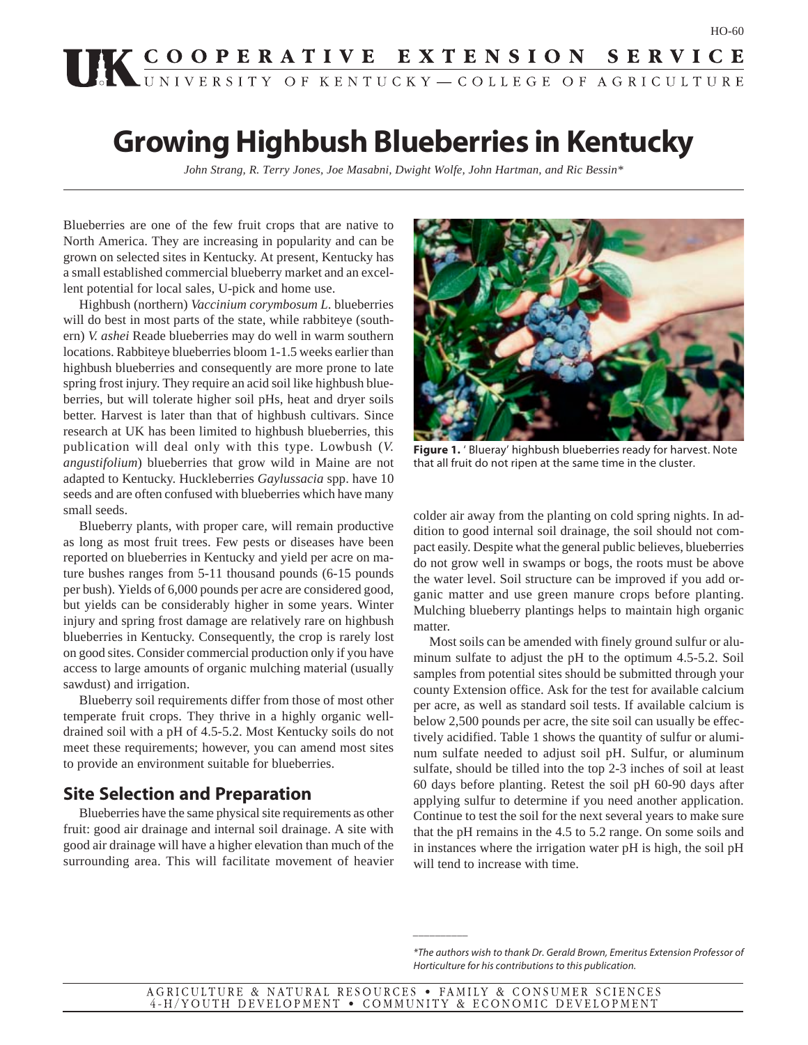# Growing Highbush Blueberries in Kentucky

*John Strang, R. Terry Jones, Joe Masabni, Dwight Wolfe, John Hartman, and Ric Bessin**

Blueberries are one of the few fruit crops that are native to North America. They are increasing in popularity and can be grown on selected sites in Kentucky. At present, Kentucky has a small established commercial blueberry market and an excellent potential for local sales, U-pick and home use.

Highbush (northern) *Vaccinium corymbosum L.* blueberries will do best in most parts of the state, while rabbiteye (southern) *V. ashei* Reade blueberries may do well in warm southern locations. Rabbiteye blueberries bloom 1-1.5 weeks earlier than highbush blueberries and consequently are more prone to late spring frost injury. They require an acid soil like highbush blueberries, but will tolerate higher soil pHs, heat and dryer soils better. Harvest is later than that of highbush cultivars. Since research at UK has been limited to highbush blueberries, this publication will deal only with this type. Lowbush (*V. angustifolium*) blueberries that grow wild in Maine are not adapted to Kentucky. Huckleberries *Gaylussacia* spp. have 10 seeds and are often confused with blueberries which have many small seeds.

Blueberry plants, with proper care, will remain productive as long as most fruit trees. Few pests or diseases have been reported on blueberries in Kentucky and yield per acre on mature bushes ranges from 5-11 thousand pounds (6-15 pounds per bush). Yields of 6,000 pounds per acre are considered good, but yields can be considerably higher in some years. Winter injury and spring frost damage are relatively rare on highbush blueberries in Kentucky. Consequently, the crop is rarely lost on good sites. Consider commercial production only if you have access to large amounts of organic mulching material (usually sawdust) and irrigation.

Blueberry soil requirements differ from those of most other temperate fruit crops. They thrive in a highly organic well-drained soil with a pH of 4.5-5.2. Most Kentucky soils do not meet these requirements; however, you can amend most sites to provide an environment suitable for blueberries.

## Site Selection and Preparation

Blueberries have the same physical site requirements as other fruit: good air drainage and internal soil drainage. A site with good air drainage will have a higher elevation than much of the surrounding area. This will facilitate movement of heavier colder air away from the planting on cold spring nights. In addition to good internal soil drainage, the soil should not compact easily. Despite what the general public believes, blueberries do not grow well in swamps or bogs, the roots must be above the water level. Soil structure can be improved if you add organic matter and use green manure crops before planting. Mulching blueberry plantings helps to maintain high organic matter.

**Figure 1.** 'Blueray' highbush blueberries ready for harvest. Note that all fruit do not ripen at the same time in the cluster.

Most soils can be amended with finely ground sulfur or aluminum sulfate to adjust the pH to the optimum 4.5-5.2. Soil samples from potential sites should be submitted through your county Extension office. Ask for the test for available calcium per acre, as well as standard soil tests. If available calcium is below 2,500 pounds per acre, the site soil can usually be effectively acidified. Table 1 shows the quantity of sulfur or aluminum sulfate needed to adjust soil pH. Sulfur, or aluminum sulfate, should be tilled into the top 2-3 inches of soil at least 60 days before planting. Retest the soil pH 60-90 days after applying sulfur to determine if you need another application. Continue to test the soil for the next several years to make sure that the pH remains in the 4.5 to 5.2 range. On some soils and in instances where the irrigation water pH is high, the soil pH will tend to increase with time.

*The authors wish to thank Dr. Gerald Brown, Emeritus Extension Professor of Horticulture for his contributions to this publication.*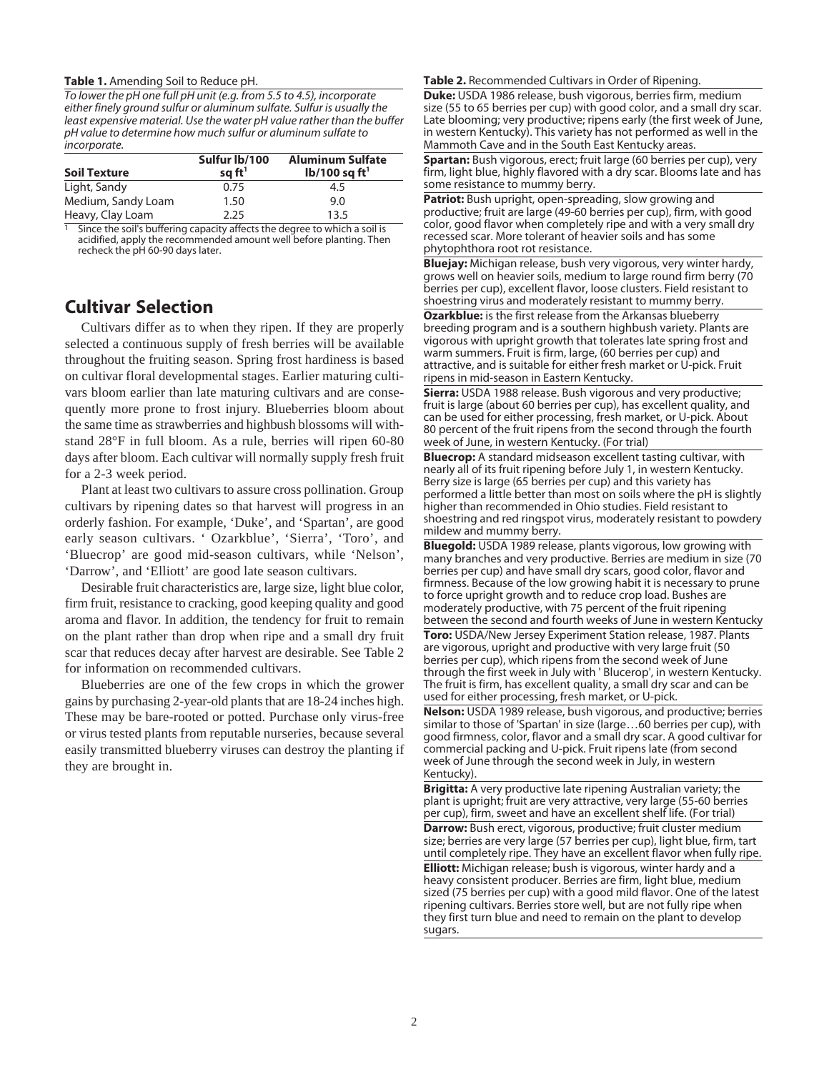**Table 1.** Amending Soil to Reduce pH.

*To lower the pH one full pH unit (e.g. from 5.5 to 4.5), incorporate either finely ground sulfur or aluminum sulfate. Sulfur is usually the least expensive material. Use the water pH value rather than the buffer pH value to determine how much sulfur or aluminum sulfate to incorporate.*

| Soil Texture | Sulfur lb/100 sq ft[1] | Aluminum Sulfate lb/100 sq ft[1] |
|---|---|---|
| Light, Sandy | 0.75 | 4.5 |
| Medium, Sandy Loam | 1.50 | 9.0 |
| Heavy, Clay Loam | 2.25 | 13.5 |

[1] Since the soil's buffering capacity affects the degree to which a soil is acidified, apply the recommended amount well before planting. Then recheck the pH 60-90 days later.

## Cultivar Selection

Cultivars differ as to when they ripen. If they are properly selected a continuous supply of fresh berries will be available throughout the fruiting season. Spring frost hardiness is based on cultivar floral developmental stages. Earlier maturing cultivars bloom earlier than late maturing cultivars and are consequently more prone to frost injury. Blueberries bloom about the same time as strawberries and highbush blossoms will withstand 28°F in full bloom. As a rule, berries will ripen 60-80 days after bloom. Each cultivar will normally supply fresh fruit for a 2-3 week period.

Plant at least two cultivars to assure cross pollination. Group cultivars by ripening dates so that harvest will progress in an orderly fashion. For example, 'Duke', and 'Spartan', are good early season cultivars. ' Ozarkblue', 'Sierra', 'Toro', and 'Bluecrop' are good mid-season cultivars, while 'Nelson', 'Darrow', and 'Elliott' are good late season cultivars.

Desirable fruit characteristics are, large size, light blue color, firm fruit, resistance to cracking, good keeping quality and good aroma and flavor. In addition, the tendency for fruit to remain on the plant rather than drop when ripe and a small dry fruit scar that reduces decay after harvest are desirable. See Table 2 for information on recommended cultivars.

Blueberries are one of the few crops in which the grower gains by purchasing 2-year-old plants that are 18-24 inches high. These may be bare-rooted or potted. Purchase only virus-free or virus tested plants from reputable nurseries, because several easily transmitted blueberry viruses can destroy the planting if they are brought in.

**Table 2.** Recommended Cultivars in Order of Ripening.

**Duke:** USDA 1986 release, bush vigorous, berries firm, medium size (55 to 65 berries per cup) with good color, and a small dry scar. Late blooming; very productive; ripens early (the first week of June, in western Kentucky). This variety has not performed as well in the Mammoth Cave and in the South East Kentucky areas.

**Spartan:** Bush vigorous, erect; fruit large (60 berries per cup), very firm, light blue, highly flavored with a dry scar. Blooms late and has some resistance to mummy berry.

**Patriot:** Bush upright, open-spreading, slow growing and productive; fruit are large (49-60 berries per cup), firm, with good color, good flavor when completely ripe and with a very small dry recessed scar. More tolerant of heavier soils and has some phytophthora root rot resistance.

**Bluejay:** Michigan release, bush very vigorous, very winter hardy, grows well on heavier soils, medium to large round firm berry (70 berries per cup), excellent flavor, loose clusters. Field resistant to shoestring virus and moderately resistant to mummy berry.

**Ozarkblue:** is the first release from the Arkansas blueberry breeding program and is a southern highbush variety. Plants are vigorous with upright growth that tolerates late spring frost and warm summers. Fruit is firm, large, (60 berries per cup) and attractive, and is suitable for either fresh market or U-pick. Fruit ripens in mid-season in Eastern Kentucky.

**Sierra:** USDA 1988 release. Bush vigorous and very productive; fruit is large (about 60 berries per cup), has excellent quality, and can be used for either processing, fresh market, or U-pick. About 80 percent of the fruit ripens from the second through the fourth week of June, in western Kentucky. (For trial)

**Bluecrop:** A standard midseason excellent tasting cultivar, with nearly all of its fruit ripening before July 1, in western Kentucky. Berry size is large (65 berries per cup) and this variety has performed a little better than most on soils where the pH is slightly higher than recommended in Ohio studies. Field resistant to shoestring and red ringspot virus, moderately resistant to powdery mildew and mummy berry.

**Bluegold:** USDA 1989 release, plants vigorous, low growing with many branches and very productive. Berries are medium in size (70 berries per cup) and have small dry scars, good color, flavor and firmness. Because of the low growing habit it is necessary to prune to force upright growth and to reduce crop load. Bushes are moderately productive, with 75 percent of the fruit ripening between the second and fourth weeks of June in western Kentucky

**Toro:** USDA/New Jersey Experiment Station release, 1987. Plants are vigorous, upright and productive with very large fruit (50 berries per cup), which ripens from the second week of June through the first week in July with ' Blucerop', in western Kentucky. The fruit is firm, has excellent quality, a small dry scar and can be used for either processing, fresh market, or U-pick.

**Nelson:** USDA 1989 release, bush vigorous, and productive; berries similar to those of 'Spartan' in size (large…60 berries per cup), with good firmness, color, flavor and a small dry scar. A good cultivar for commercial packing and U-pick. Fruit ripens late (from second week of June through the second week in July, in western Kentucky).

**Brigitta:** A very productive late ripening Australian variety; the plant is upright; fruit are very attractive, very large (55-60 berries per cup), firm, sweet and have an excellent shelf life. (For trial)

**Darrow:** Bush erect, vigorous, productive; fruit cluster medium size; berries are very large (57 berries per cup), light blue, firm, tart until completely ripe. They have an excellent flavor when fully ripe.

**Elliott:** Michigan release; bush is vigorous, winter hardy and a heavy consistent producer. Berries are firm, light blue, medium sized (75 berries per cup) with a good mild flavor. One of the latest ripening cultivars. Berries store well, but are not fully ripe when they first turn blue and need to remain on the plant to develop sugars.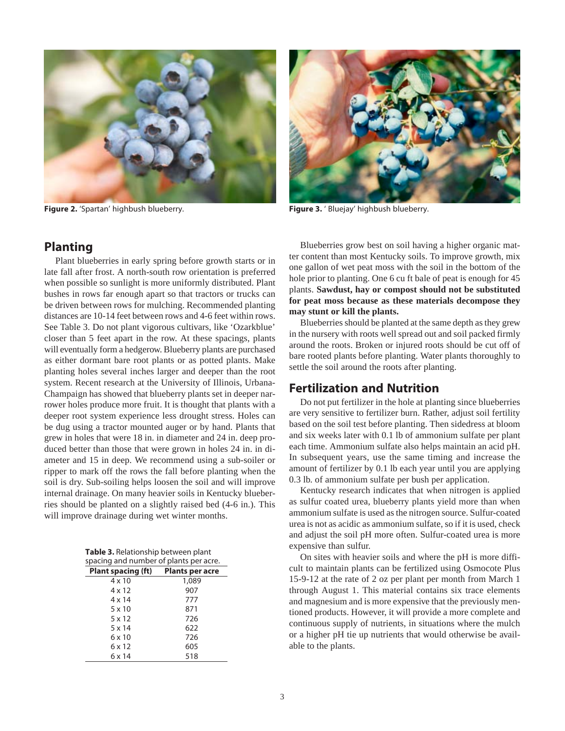Figure 2. 'Spartan' highbush blueberry.

Figure 3. ' Bluejay' highbush blueberry.

## Planting

Plant blueberries in early spring before growth starts or in late fall after frost. A north-south row orientation is preferred when possible so sunlight is more uniformly distributed. Plant bushes in rows far enough apart so that tractors or trucks can be driven between rows for mulching. Recommended planting distances are 10-14 feet between rows and 4-6 feet within rows. See Table 3. Do not plant vigorous cultivars, like 'Ozarkblue' closer than 5 feet apart in the row. At these spacings, plants will eventually form a hedgerow. Blueberry plants are purchased as either dormant bare root plants or as potted plants. Make planting holes several inches larger and deeper than the root system. Recent research at the University of Illinois, Urbana-Champaign has showed that blueberry plants set in deeper narrower holes produce more fruit. It is thought that plants with a deeper root system experience less drought stress. Holes can be dug using a tractor mounted auger or by hand. Plants that grew in holes that were 18 in. in diameter and 24 in. deep produced better than those that were grown in holes 24 in. in diameter and 15 in deep. We recommend using a sub-soiler or ripper to mark off the rows the fall before planting when the soil is dry. Sub-soiling helps loosen the soil and will improve internal drainage. On many heavier soils in Kentucky blueberries should be planted on a slightly raised bed (4-6 in.). This will improve drainage during wet winter months.

**Table 3.** Relationship between plant spacing and number of plants per acre.

| Plant spacing (ft) | Plants per acre |
|---|---|
| 4 x 10 | 1,089 |
| 4 x 12 | 907 |
| 4 x 14 | 777 |
| 5 x 10 | 871 |
| 5 x 12 | 726 |
| 5 x 14 | 622 |
| 6 x 10 | 726 |
| 6 x 12 | 605 |
| 6 x 14 | 518 |

Blueberries grow best on soil having a higher organic matter content than most Kentucky soils. To improve growth, mix one gallon of wet peat moss with the soil in the bottom of the hole prior to planting. One 6 cu ft bale of peat is enough for 45 plants. **Sawdust, hay or compost should not be substituted for peat moss because as these materials decompose they may stunt or kill the plants.**

Blueberries should be planted at the same depth as they grew in the nursery with roots well spread out and soil packed firmly around the roots. Broken or injured roots should be cut off of bare rooted plants before planting. Water plants thoroughly to settle the soil around the roots after planting.

## Fertilization and Nutrition

Do not put fertilizer in the hole at planting since blueberries are very sensitive to fertilizer burn. Rather, adjust soil fertility based on the soil test before planting. Then sidedress at bloom and six weeks later with 0.1 lb of ammonium sulfate per plant each time. Ammonium sulfate also helps maintain an acid pH. In subsequent years, use the same timing and increase the amount of fertilizer by 0.1 lb each year until you are applying 0.3 lb. of ammonium sulfate per bush per application.

Kentucky research indicates that when nitrogen is applied as sulfur coated urea, blueberry plants yield more than when ammonium sulfate is used as the nitrogen source. Sulfur-coated urea is not as acidic as ammonium sulfate, so if it is used, check and adjust the soil pH more often. Sulfur-coated urea is more expensive than sulfur.

On sites with heavier soils and where the pH is more difficult to maintain plants can be fertilized using Osmocote Plus 15-9-12 at the rate of 2 oz per plant per month from March 1 through August 1. This material contains six trace elements and magnesium and is more expensive that the previously mentioned products. However, it will provide a more complete and continuous supply of nutrients, in situations where the mulch or a higher pH tie up nutrients that would otherwise be available to the plants.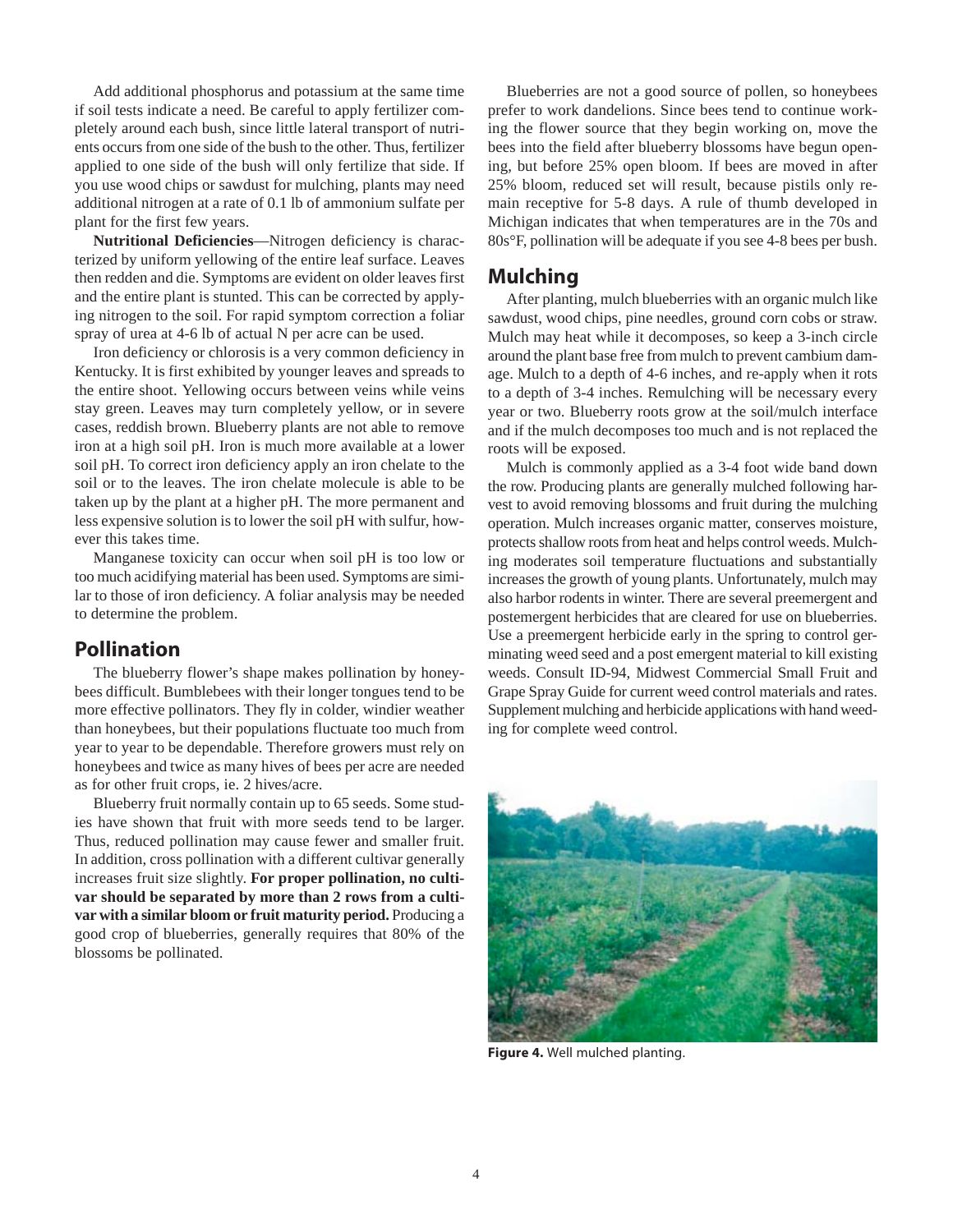Add additional phosphorus and potassium at the same time if soil tests indicate a need. Be careful to apply fertilizer completely around each bush, since little lateral transport of nutrients occurs from one side of the bush to the other. Thus, fertilizer applied to one side of the bush will only fertilize that side. If you use wood chips or sawdust for mulching, plants may need additional nitrogen at a rate of 0.1 lb of ammonium sulfate per plant for the first few years.

**Nutritional Deficiencies**—Nitrogen deficiency is characterized by uniform yellowing of the entire leaf surface. Leaves then redden and die. Symptoms are evident on older leaves first and the entire plant is stunted. This can be corrected by applying nitrogen to the soil. For rapid symptom correction a foliar spray of urea at 4-6 lb of actual N per acre can be used.

Iron deficiency or chlorosis is a very common deficiency in Kentucky. It is first exhibited by younger leaves and spreads to the entire shoot. Yellowing occurs between veins while veins stay green. Leaves may turn completely yellow, or in severe cases, reddish brown. Blueberry plants are not able to remove iron at a high soil pH. Iron is much more available at a lower soil pH. To correct iron deficiency apply an iron chelate to the soil or to the leaves. The iron chelate molecule is able to be taken up by the plant at a higher pH. The more permanent and less expensive solution is to lower the soil pH with sulfur, however this takes time.

Manganese toxicity can occur when soil pH is too low or too much acidifying material has been used. Symptoms are similar to those of iron deficiency. A foliar analysis may be needed to determine the problem.

## Pollination

The blueberry flower's shape makes pollination by honeybees difficult. Bumblebees with their longer tongues tend to be more effective pollinators. They fly in colder, windier weather than honeybees, but their populations fluctuate too much from year to year to be dependable. Therefore growers must rely on honeybees and twice as many hives of bees per acre are needed as for other fruit crops, ie. 2 hives/acre.

Blueberry fruit normally contain up to 65 seeds. Some studies have shown that fruit with more seeds tend to be larger. Thus, reduced pollination may cause fewer and smaller fruit. In addition, cross pollination with a different cultivar generally increases fruit size slightly. **For proper pollination, no cultivar should be separated by more than 2 rows from a cultivar with a similar bloom or fruit maturity period.** Producing a good crop of blueberries, generally requires that 80% of the blossoms be pollinated.

Blueberries are not a good source of pollen, so honeybees prefer to work dandelions. Since bees tend to continue working the flower source that they begin working on, move the bees into the field after blueberry blossoms have begun opening, but before 25% open bloom. If bees are moved in after 25% bloom, reduced set will result, because pistils only remain receptive for 5-8 days. A rule of thumb developed in Michigan indicates that when temperatures are in the 70s and 80s°F, pollination will be adequate if you see 4-8 bees per bush.

## Mulching

After planting, mulch blueberries with an organic mulch like sawdust, wood chips, pine needles, ground corn cobs or straw. Mulch may heat while it decomposes, so keep a 3-inch circle around the plant base free from mulch to prevent cambium damage. Mulch to a depth of 4-6 inches, and re-apply when it rots to a depth of 3-4 inches. Remulching will be necessary every year or two. Blueberry roots grow at the soil/mulch interface and if the mulch decomposes too much and is not replaced the roots will be exposed.

Mulch is commonly applied as a 3-4 foot wide band down the row. Producing plants are generally mulched following harvest to avoid removing blossoms and fruit during the mulching operation. Mulch increases organic matter, conserves moisture, protects shallow roots from heat and helps control weeds. Mulching moderates soil temperature fluctuations and substantially increases the growth of young plants. Unfortunately, mulch may also harbor rodents in winter. There are several preemergent and postemergent herbicides that are cleared for use on blueberries. Use a preemergent herbicide early in the spring to control germinating weed seed and a post emergent material to kill existing weeds. Consult ID-94, Midwest Commercial Small Fruit and Grape Spray Guide for current weed control materials and rates. Supplement mulching and herbicide applications with hand weeding for complete weed control.

**Figure 4.** Well mulched planting.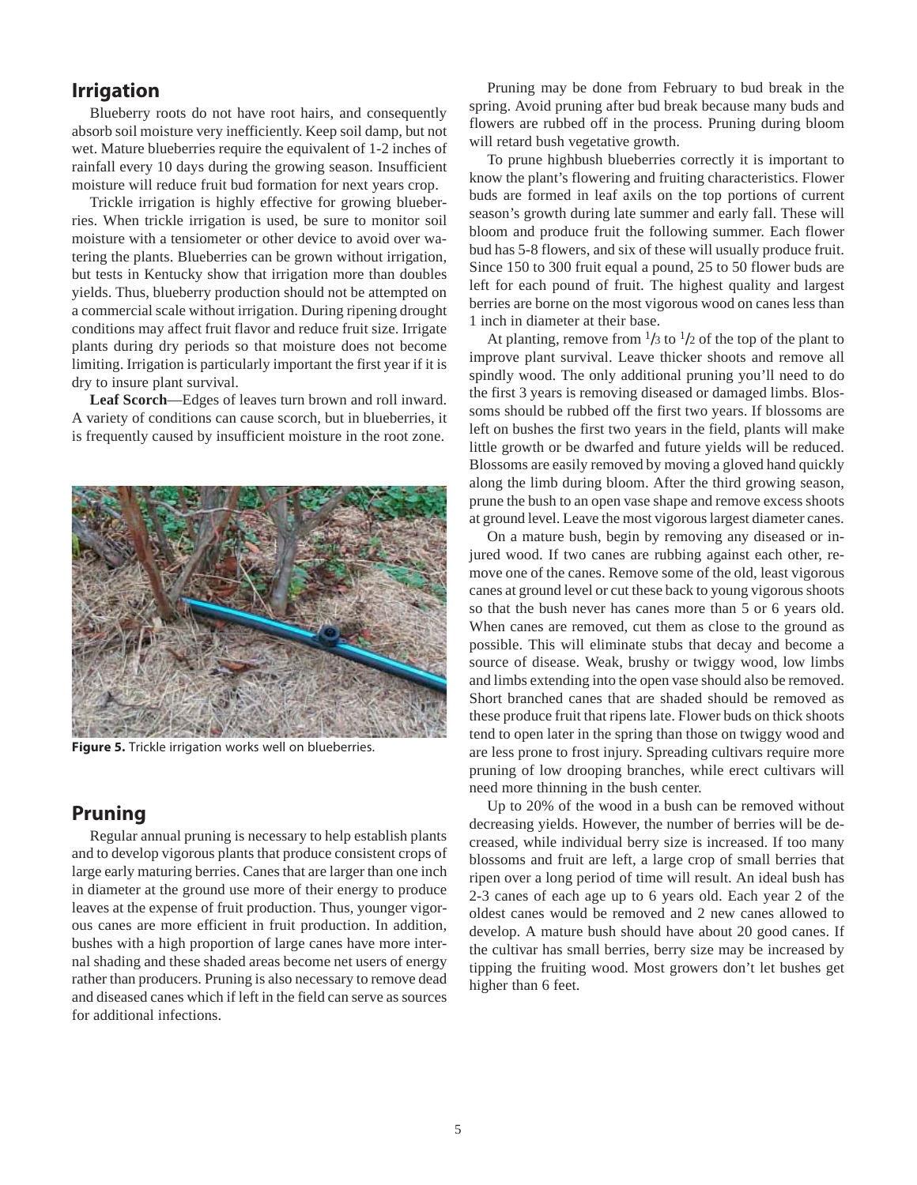## Irrigation

Blueberry roots do not have root hairs, and consequently absorb soil moisture very inefficiently. Keep soil damp, but not wet. Mature blueberries require the equivalent of 1-2 inches of rainfall every 10 days during the growing season. Insufficient moisture will reduce fruit bud formation for next years crop.

Trickle irrigation is highly effective for growing blueberries. When trickle irrigation is used, be sure to monitor soil moisture with a tensiometer or other device to avoid over watering the plants. Blueberries can be grown without irrigation, but tests in Kentucky show that irrigation more than doubles yields. Thus, blueberry production should not be attempted on a commercial scale without irrigation. During ripening drought conditions may affect fruit flavor and reduce fruit size. Irrigate plants during dry periods so that moisture does not become limiting. Irrigation is particularly important the first year if it is dry to insure plant survival.

**Leaf Scorch**—Edges of leaves turn brown and roll inward. A variety of conditions can cause scorch, but in blueberries, it is frequently caused by insufficient moisture in the root zone.

**Figure 5.** Trickle irrigation works well on blueberries.

## Pruning

Regular annual pruning is necessary to help establish plants and to develop vigorous plants that produce consistent crops of large early maturing berries. Canes that are larger than one inch in diameter at the ground use more of their energy to produce leaves at the expense of fruit production. Thus, younger vigorous canes are more efficient in fruit production. In addition, bushes with a high proportion of large canes have more internal shading and these shaded areas become net users of energy rather than producers. Pruning is also necessary to remove dead and diseased canes which if left in the field can serve as sources for additional infections.

Pruning may be done from February to bud break in the spring. Avoid pruning after bud break because many buds and flowers are rubbed off in the process. Pruning during bloom will retard bush vegetative growth.

To prune highbush blueberries correctly it is important to know the plant's flowering and fruiting characteristics. Flower buds are formed in leaf axils on the top portions of current season's growth during late summer and early fall. These will bloom and produce fruit the following summer. Each flower bud has 5-8 flowers, and six of these will usually produce fruit. Since 150 to 300 fruit equal a pound, 25 to 50 flower buds are left for each pound of fruit. The highest quality and largest berries are borne on the most vigorous wood on canes less than 1 inch in diameter at their base.

At planting, remove from $1/3$ to $1/2$ of the top of the plant to improve plant survival. Leave thicker shoots and remove all spindly wood. The only additional pruning you'll need to do the first 3 years is removing diseased or damaged limbs. Blossoms should be rubbed off the first two years. If blossoms are left on bushes the first two years in the field, plants will make little growth or be dwarfed and future yields will be reduced. Blossoms are easily removed by moving a gloved hand quickly along the limb during bloom. After the third growing season, prune the bush to an open vase shape and remove excess shoots at ground level. Leave the most vigorous largest diameter canes.

On a mature bush, begin by removing any diseased or injured wood. If two canes are rubbing against each other, remove one of the canes. Remove some of the old, least vigorous canes at ground level or cut these back to young vigorous shoots so that the bush never has canes more than 5 or 6 years old. When canes are removed, cut them as close to the ground as possible. This will eliminate stubs that decay and become a source of disease. Weak, brushy or twiggy wood, low limbs and limbs extending into the open vase should also be removed. Short branched canes that are shaded should be removed as these produce fruit that ripens late. Flower buds on thick shoots tend to open later in the spring than those on twiggy wood and are less prone to frost injury. Spreading cultivars require more pruning of low drooping branches, while erect cultivars will need more thinning in the bush center.

Up to 20% of the wood in a bush can be removed without decreasing yields. However, the number of berries will be decreased, while individual berry size is increased. If too many blossoms and fruit are left, a large crop of small berries that ripen over a long period of time will result. An ideal bush has 2-3 canes of each age up to 6 years old. Each year 2 of the oldest canes would be removed and 2 new canes allowed to develop. A mature bush should have about 20 good canes. If the cultivar has small berries, berry size may be increased by tipping the fruiting wood. Most growers don't let bushes get higher than 6 feet.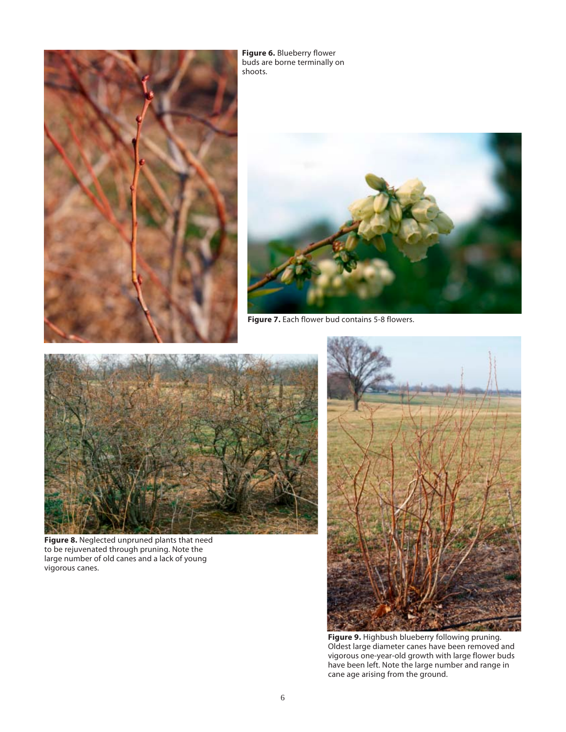**Figure 6.** Blueberry flower buds are borne terminally on shoots.

**Figure 7.** Each flower bud contains 5-8 flowers.

**Figure 8.** Neglected unpruned plants that need to be rejuvenated through pruning. Note the large number of old canes and a lack of young vigorous canes.

**Figure 9.** Highbush blueberry following pruning. Oldest large diameter canes have been removed and vigorous one-year-old growth with large flower buds have been left. Note the large number and range in cane age arising from the ground.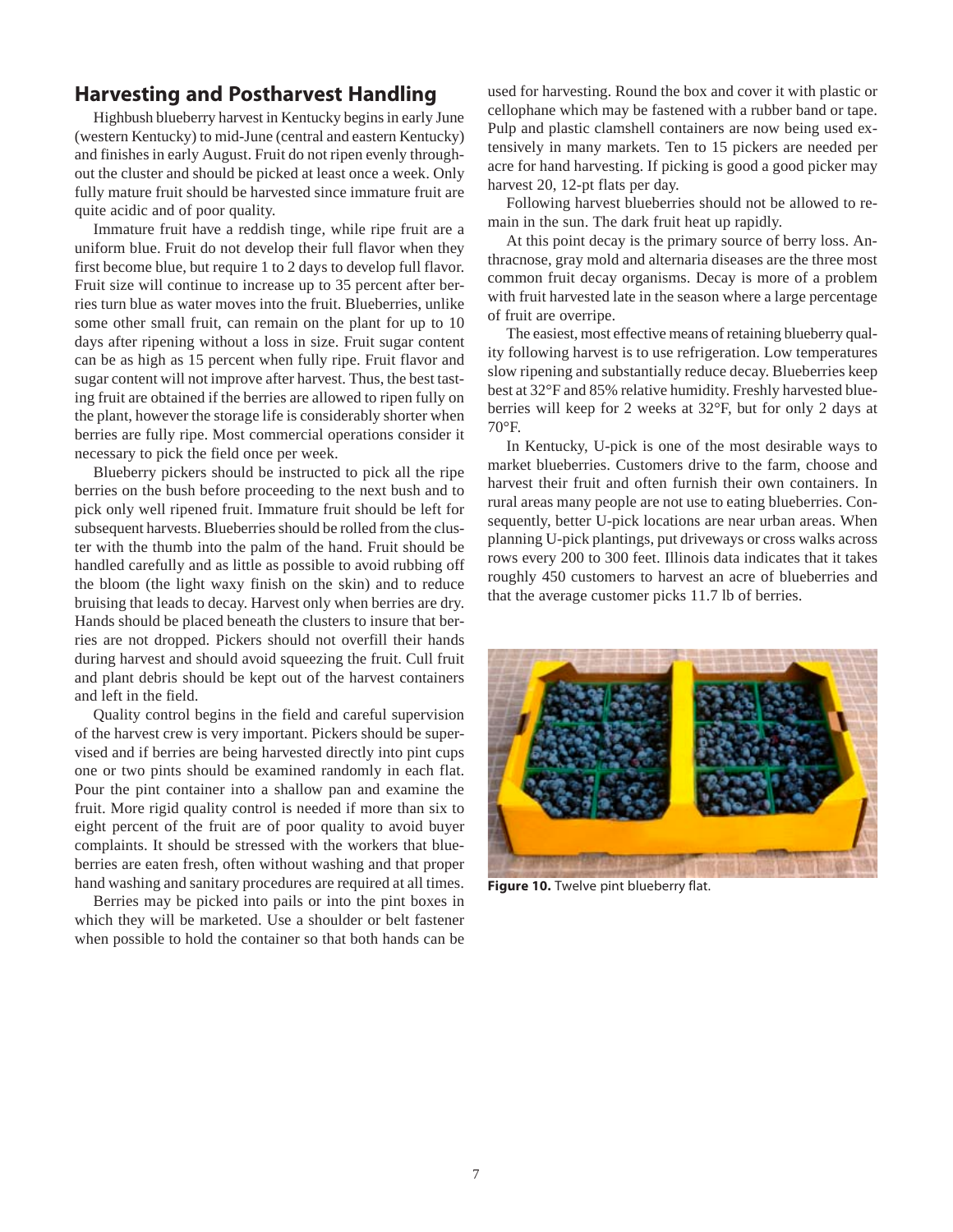## Harvesting and Postharvest Handling

Highbush blueberry harvest in Kentucky begins in early June (western Kentucky) to mid-June (central and eastern Kentucky) and finishes in early August. Fruit do not ripen evenly throughout the cluster and should be picked at least once a week. Only fully mature fruit should be harvested since immature fruit are quite acidic and of poor quality.

Immature fruit have a reddish tinge, while ripe fruit are a uniform blue. Fruit do not develop their full flavor when they first become blue, but require 1 to 2 days to develop full flavor. Fruit size will continue to increase up to 35 percent after berries turn blue as water moves into the fruit. Blueberries, unlike some other small fruit, can remain on the plant for up to 10 days after ripening without a loss in size. Fruit sugar content can be as high as 15 percent when fully ripe. Fruit flavor and sugar content will not improve after harvest. Thus, the best tasting fruit are obtained if the berries are allowed to ripen fully on the plant, however the storage life is considerably shorter when berries are fully ripe. Most commercial operations consider it necessary to pick the field once per week.

Blueberry pickers should be instructed to pick all the ripe berries on the bush before proceeding to the next bush and to pick only well ripened fruit. Immature fruit should be left for subsequent harvests. Blueberries should be rolled from the cluster with the thumb into the palm of the hand. Fruit should be handled carefully and as little as possible to avoid rubbing off the bloom (the light waxy finish on the skin) and to reduce bruising that leads to decay. Harvest only when berries are dry. Hands should be placed beneath the clusters to insure that berries are not dropped. Pickers should not overfill their hands during harvest and should avoid squeezing the fruit. Cull fruit and plant debris should be kept out of the harvest containers and left in the field.

Quality control begins in the field and careful supervision of the harvest crew is very important. Pickers should be supervised and if berries are being harvested directly into pint cups one or two pints should be examined randomly in each flat. Pour the pint container into a shallow pan and examine the fruit. More rigid quality control is needed if more than six to eight percent of the fruit are of poor quality to avoid buyer complaints. It should be stressed with the workers that blueberries are eaten fresh, often without washing and that proper hand washing and sanitary procedures are required at all times.

Berries may be picked into pails or into the pint boxes in which they will be marketed. Use a shoulder or belt fastener when possible to hold the container so that both hands can be used for harvesting. Round the box and cover it with plastic or cellophane which may be fastened with a rubber band or tape. Pulp and plastic clamshell containers are now being used extensively in many markets. Ten to 15 pickers are needed per acre for hand harvesting. If picking is good a good picker may harvest 20, 12-pt flats per day.

Following harvest blueberries should not be allowed to remain in the sun. The dark fruit heat up rapidly.

At this point decay is the primary source of berry loss. Anthracnose, gray mold and alternaria diseases are the three most common fruit decay organisms. Decay is more of a problem with fruit harvested late in the season where a large percentage of fruit are overripe.

The easiest, most effective means of retaining blueberry quality following harvest is to use refrigeration. Low temperatures slow ripening and substantially reduce decay. Blueberries keep best at 32°F and 85% relative humidity. Freshly harvested blueberries will keep for 2 weeks at 32°F, but for only 2 days at 70°F.

In Kentucky, U-pick is one of the most desirable ways to market blueberries. Customers drive to the farm, choose and harvest their fruit and often furnish their own containers. In rural areas many people are not use to eating blueberries. Consequently, better U-pick locations are near urban areas. When planning U-pick plantings, put driveways or cross walks across rows every 200 to 300 feet. Illinois data indicates that it takes roughly 450 customers to harvest an acre of blueberries and that the average customer picks 11.7 lb of berries.

**Figure 10.** Twelve pint blueberry flat.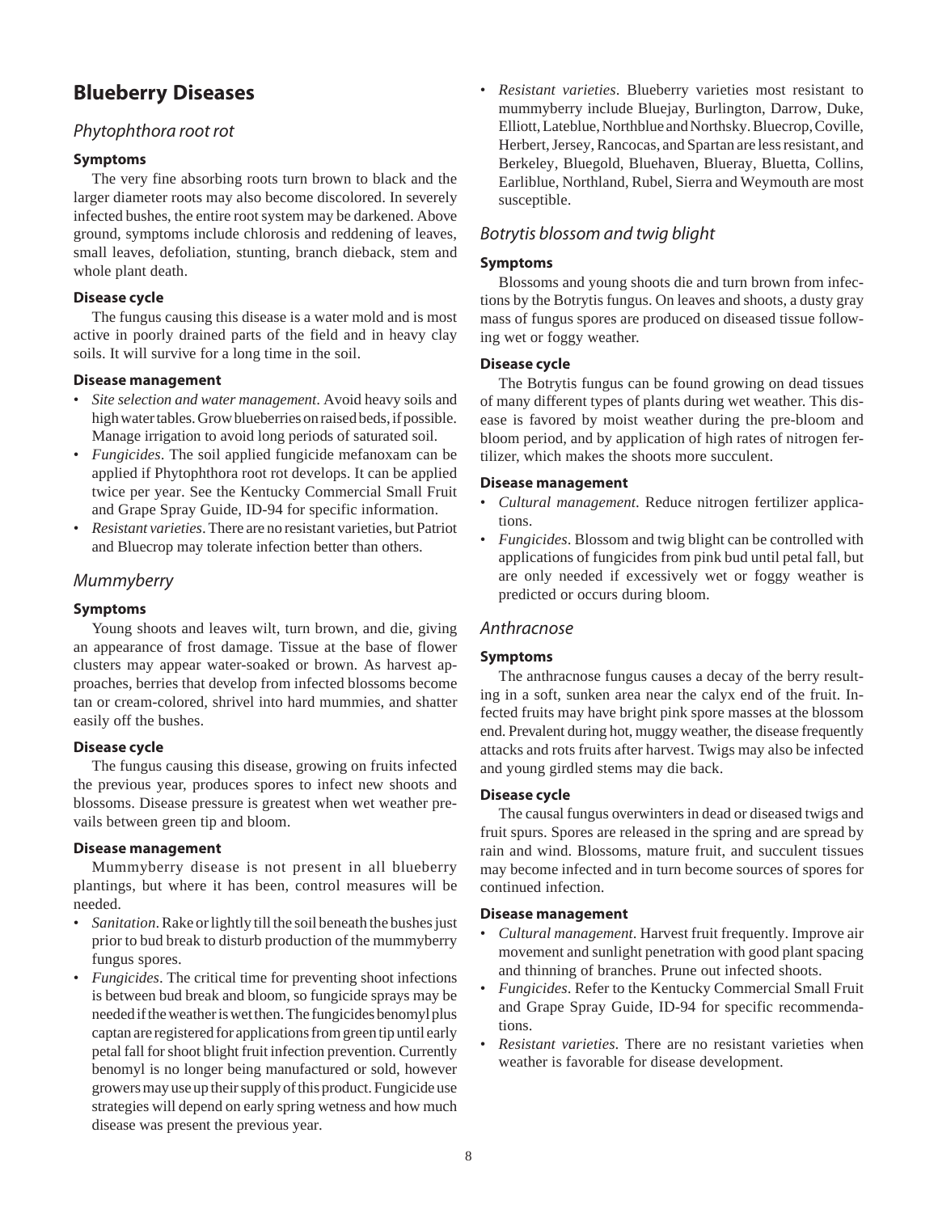## Blueberry Diseases

### *Phytophthora root rot*

#### Symptoms

The very fine absorbing roots turn brown to black and the larger diameter roots may also become discolored. In severely infected bushes, the entire root system may be darkened. Above ground, symptoms include chlorosis and reddening of leaves, small leaves, defoliation, stunting, branch dieback, stem and whole plant death.

#### Disease cycle

The fungus causing this disease is a water mold and is most active in poorly drained parts of the field and in heavy clay soils. It will survive for a long time in the soil.

#### Disease management

- *Site selection and water management*. Avoid heavy soils and high water tables. Grow blueberries on raised beds, if possible. Manage irrigation to avoid long periods of saturated soil.
- *Fungicides*. The soil applied fungicide mefanoxam can be applied if Phytophthora root rot develops. It can be applied twice per year. See the Kentucky Commercial Small Fruit and Grape Spray Guide, ID-94 for specific information.
- *Resistant varieties*. There are no resistant varieties, but Patriot and Bluecrop may tolerate infection better than others.

### *Mummyberry*

#### Symptoms

Young shoots and leaves wilt, turn brown, and die, giving an appearance of frost damage. Tissue at the base of flower clusters may appear water-soaked or brown. As harvest approaches, berries that develop from infected blossoms become tan or cream-colored, shrivel into hard mummies, and shatter easily off the bushes.

#### Disease cycle

The fungus causing this disease, growing on fruits infected the previous year, produces spores to infect new shoots and blossoms. Disease pressure is greatest when wet weather prevails between green tip and bloom.

#### Disease management

Mummyberry disease is not present in all blueberry plantings, but where it has been, control measures will be needed.

- *Sanitation*. Rake or lightly till the soil beneath the bushes just prior to bud break to disturb production of the mummyberry fungus spores.
- *Fungicides*. The critical time for preventing shoot infections is between bud break and bloom, so fungicide sprays may be needed if the weather is wet then. The fungicides benomyl plus captan are registered for applications from green tip until early petal fall for shoot blight fruit infection prevention. Currently benomyl is no longer being manufactured or sold, however growers may use up their supply of this product. Fungicide use strategies will depend on early spring wetness and how much disease was present the previous year.
- *Resistant varieties*. Blueberry varieties most resistant to mummyberry include Bluejay, Burlington, Darrow, Duke, Elliott, Lateblue, Northblue and Northsky. Bluecrop, Coville, Herbert, Jersey, Rancocas, and Spartan are less resistant, and Berkeley, Bluegold, Bluehaven, Blueray, Bluetta, Collins, Earliblue, Northland, Rubel, Sierra and Weymouth are most susceptible.

### *Botrytis blossom and twig blight*

#### Symptoms

Blossoms and young shoots die and turn brown from infections by the Botrytis fungus. On leaves and shoots, a dusty gray mass of fungus spores are produced on diseased tissue following wet or foggy weather.

#### Disease cycle

The Botrytis fungus can be found growing on dead tissues of many different types of plants during wet weather. This disease is favored by moist weather during the pre-bloom and bloom period, and by application of high rates of nitrogen fertilizer, which makes the shoots more succulent.

#### Disease management

- *Cultural management*. Reduce nitrogen fertilizer applications.
- *Fungicides*. Blossom and twig blight can be controlled with applications of fungicides from pink bud until petal fall, but are only needed if excessively wet or foggy weather is predicted or occurs during bloom.

### *Anthracnose*

#### Symptoms

The anthracnose fungus causes a decay of the berry resulting in a soft, sunken area near the calyx end of the fruit. Infected fruits may have bright pink spore masses at the blossom end. Prevalent during hot, muggy weather, the disease frequently attacks and rots fruits after harvest. Twigs may also be infected and young girdled stems may die back.

#### Disease cycle

The causal fungus overwinters in dead or diseased twigs and fruit spurs. Spores are released in the spring and are spread by rain and wind. Blossoms, mature fruit, and succulent tissues may become infected and in turn become sources of spores for continued infection.

#### Disease management

- *Cultural management*. Harvest fruit frequently. Improve air movement and sunlight penetration with good plant spacing and thinning of branches. Prune out infected shoots.
- *Fungicides*. Refer to the Kentucky Commercial Small Fruit and Grape Spray Guide, ID-94 for specific recommendations.
- *Resistant varieties*. There are no resistant varieties when weather is favorable for disease development.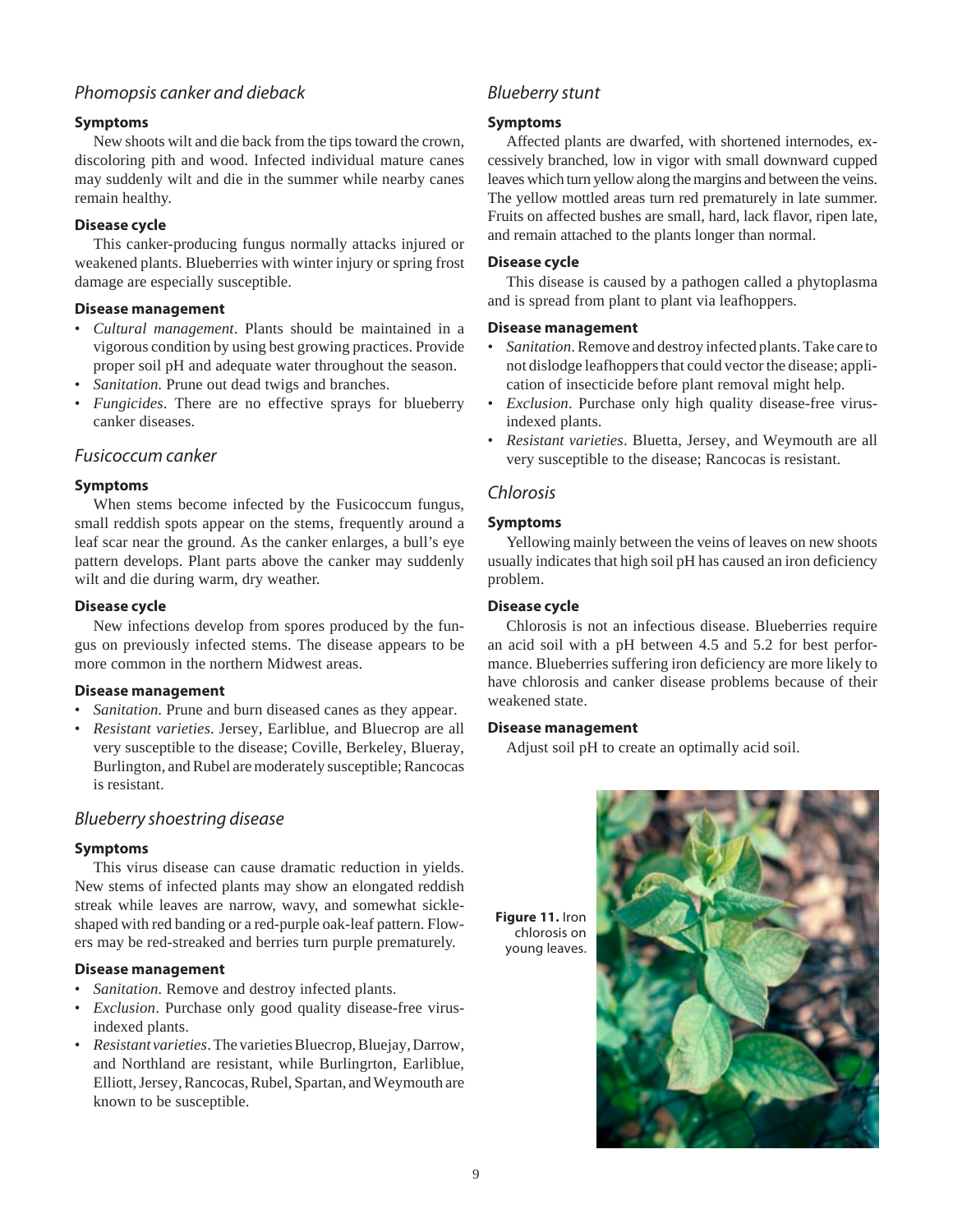### *Phomopsis canker and dieback*

**Symptoms**

New shoots wilt and die back from the tips toward the crown, discoloring pith and wood. Infected individual mature canes may suddenly wilt and die in the summer while nearby canes remain healthy.

**Disease cycle**

This canker-producing fungus normally attacks injured or weakened plants. Blueberries with winter injury or spring frost damage are especially susceptible.

**Disease management**

- *Cultural management.* Plants should be maintained in a vigorous condition by using best growing practices. Provide proper soil pH and adequate water throughout the season.
- *Sanitation.* Prune out dead twigs and branches.
- *Fungicides.* There are no effective sprays for blueberry canker diseases.

### *Fusicoccum canker*

**Symptoms**

When stems become infected by the Fusicoccum fungus, small reddish spots appear on the stems, frequently around a leaf scar near the ground. As the canker enlarges, a bull's eye pattern develops. Plant parts above the canker may suddenly wilt and die during warm, dry weather.

**Disease cycle**

New infections develop from spores produced by the fungus on previously infected stems. The disease appears to be more common in the northern Midwest areas.

**Disease management**

- *Sanitation.* Prune and burn diseased canes as they appear.
- *Resistant varieties.* Jersey, Earliblue, and Bluecrop are all very susceptible to the disease; Coville, Berkeley, Blueray, Burlington, and Rubel are moderately susceptible; Rancocas is resistant.

### *Blueberry shoestring disease*

**Symptoms**

This virus disease can cause dramatic reduction in yields. New stems of infected plants may show an elongated reddish streak while leaves are narrow, wavy, and somewhat sickle-shaped with red banding or a red-purple oak-leaf pattern. Flowers may be red-streaked and berries turn purple prematurely.

**Disease management**

- *Sanitation.* Remove and destroy infected plants.
- *Exclusion*. Purchase only good quality disease-free virus-indexed plants.
- *Resistant varieties*. The varieties Bluecrop, Bluejay, Darrow, and Northland are resistant, while Burlingrton, Earliblue, Elliott, Jersey, Rancocas, Rubel, Spartan, and Weymouth are known to be susceptible.

### *Blueberry stunt*

**Symptoms**

Affected plants are dwarfed, with shortened internodes, excessively branched, low in vigor with small downward cupped leaves which turn yellow along the margins and between the veins. The yellow mottled areas turn red prematurely in late summer. Fruits on affected bushes are small, hard, lack flavor, ripen late, and remain attached to the plants longer than normal.

**Disease cycle**

This disease is caused by a pathogen called a phytoplasma and is spread from plant to plant via leafhoppers.

**Disease management**

- *Sanitation*. Remove and destroy infected plants. Take care to not dislodge leafhoppers that could vector the disease; application of insecticide before plant removal might help.
- *Exclusion*. Purchase only high quality disease-free virus-indexed plants.
- *Resistant varieties*. Bluetta, Jersey, and Weymouth are all very susceptible to the disease; Rancocas is resistant.

### *Chlorosis*

**Symptoms**

Yellowing mainly between the veins of leaves on new shoots usually indicates that high soil pH has caused an iron deficiency problem.

**Disease cycle**

Chlorosis is not an infectious disease. Blueberries require an acid soil with a pH between 4.5 and 5.2 for best performance. Blueberries suffering iron deficiency are more likely to have chlorosis and canker disease problems because of their weakened state.

**Disease management**

Adjust soil pH to create an optimally acid soil.

**Figure 11.** Iron chlorosis on young leaves.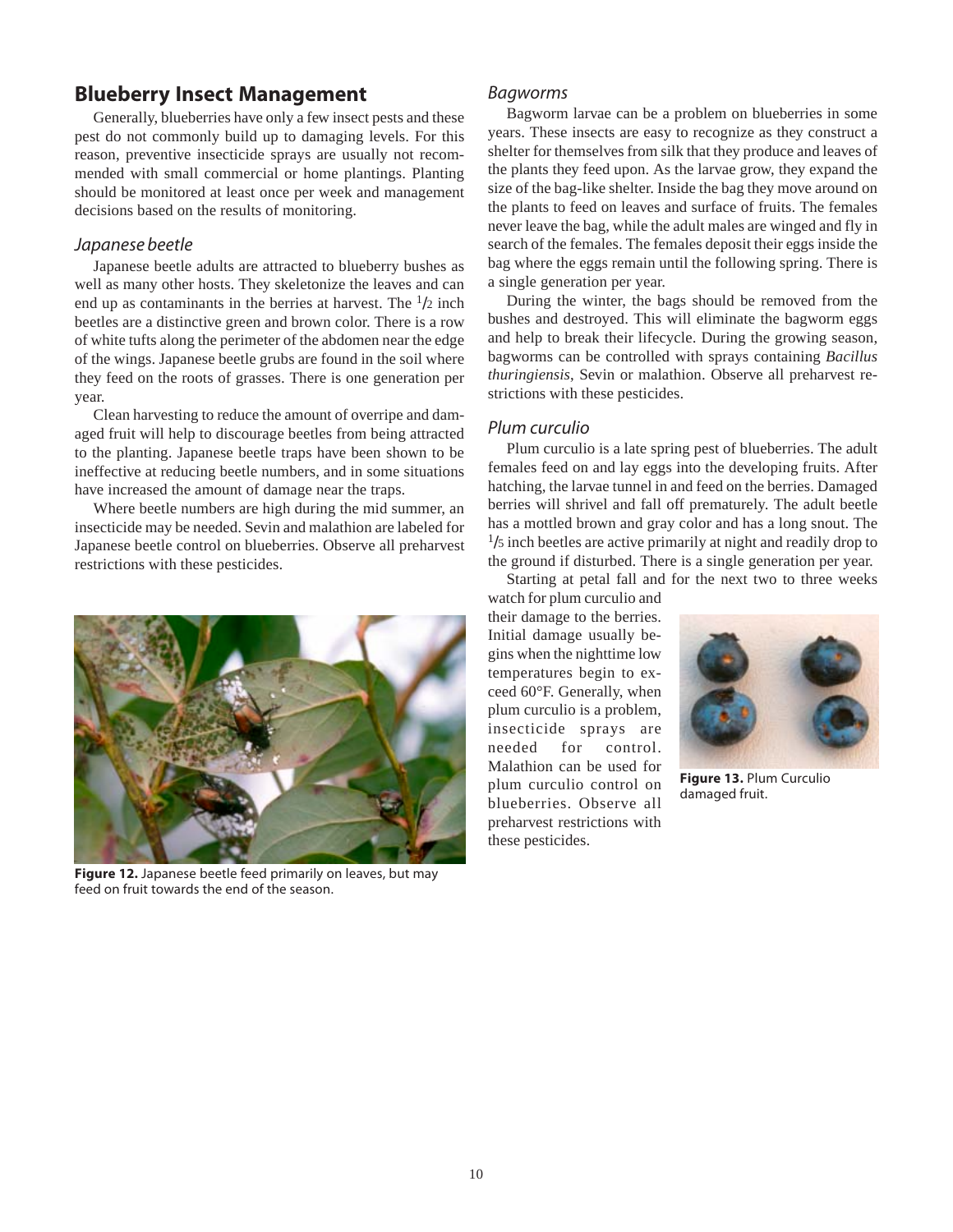## Blueberry Insect Management

Generally, blueberries have only a few insect pests and these pest do not commonly build up to damaging levels. For this reason, preventive insecticide sprays are usually not recommended with small commercial or home plantings. Planting should be monitored at least once per week and management decisions based on the results of monitoring.

### *Japanese beetle*

Japanese beetle adults are attracted to blueberry bushes as well as many other hosts. They skeletonize the leaves and can end up as contaminants in the berries at harvest. The 1/2 inch beetles are a distinctive green and brown color. There is a row of white tufts along the perimeter of the abdomen near the edge of the wings. Japanese beetle grubs are found in the soil where they feed on the roots of grasses. There is one generation per year.

Clean harvesting to reduce the amount of overripe and damaged fruit will help to discourage beetles from being attracted to the planting. Japanese beetle traps have been shown to be ineffective at reducing beetle numbers, and in some situations have increased the amount of damage near the traps.

Where beetle numbers are high during the mid summer, an insecticide may be needed. Sevin and malathion are labeled for Japanese beetle control on blueberries. Observe all preharvest restrictions with these pesticides.

**Figure 12.** Japanese beetle feed primarily on leaves, but may feed on fruit towards the end of the season.

### *Bagworms*

Bagworm larvae can be a problem on blueberries in some years. These insects are easy to recognize as they construct a shelter for themselves from silk that they produce and leaves of the plants they feed upon. As the larvae grow, they expand the size of the bag-like shelter. Inside the bag they move around on the plants to feed on leaves and surface of fruits. The females never leave the bag, while the adult males are winged and fly in search of the females. The females deposit their eggs inside the bag where the eggs remain until the following spring. There is a single generation per year.

During the winter, the bags should be removed from the bushes and destroyed. This will eliminate the bagworm eggs and help to break their lifecycle. During the growing season, bagworms can be controlled with sprays containing *Bacillus thuringiensis*, Sevin or malathion. Observe all preharvest restrictions with these pesticides.

### *Plum curculio*

Plum curculio is a late spring pest of blueberries. The adult females feed on and lay eggs into the developing fruits. After hatching, the larvae tunnel in and feed on the berries. Damaged berries will shrivel and fall off prematurely. The adult beetle has a mottled brown and gray color and has a long snout. The 1/5 inch beetles are active primarily at night and readily drop to the ground if disturbed. There is a single generation per year.

Starting at petal fall and for the next two to three weeks watch for plum curculio and their damage to the berries. Initial damage usually begins when the nighttime low temperatures begin to exceed 60°F. Generally, when plum curculio is a problem, insecticide sprays are needed for control. Malathion can be used for plum curculio control on blueberries. Observe all preharvest restrictions with these pesticides.

**Figure 13.** Plum Curculio damaged fruit.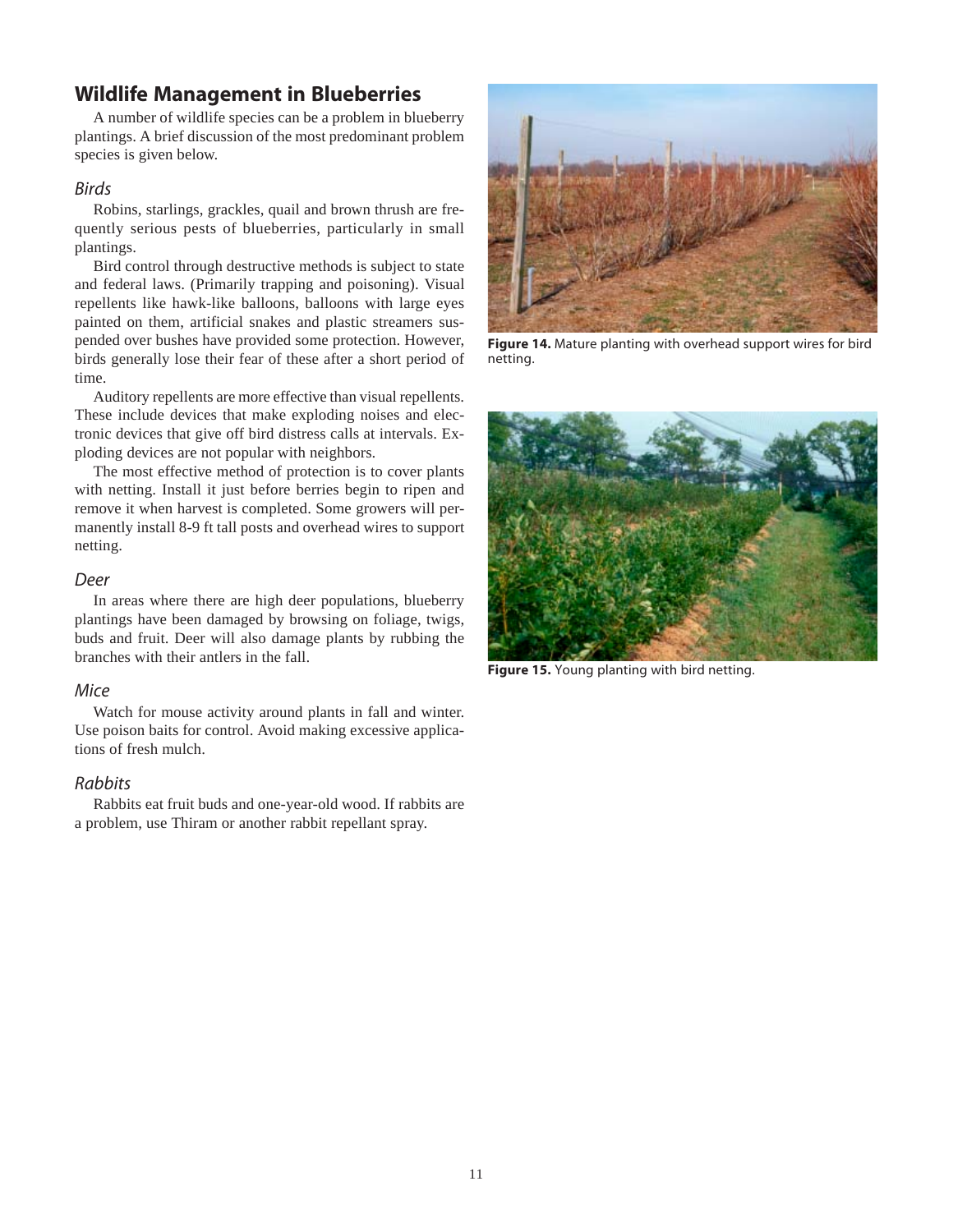## Wildlife Management in Blueberries

A number of wildlife species can be a problem in blueberry plantings. A brief discussion of the most predominant problem species is given below.

### *Birds*

Robins, starlings, grackles, quail and brown thrush are frequently serious pests of blueberries, particularly in small plantings.

Bird control through destructive methods is subject to state and federal laws. (Primarily trapping and poisoning). Visual repellents like hawk-like balloons, balloons with large eyes painted on them, artificial snakes and plastic streamers suspended over bushes have provided some protection. However, birds generally lose their fear of these after a short period of time.

Auditory repellents are more effective than visual repellents. These include devices that make exploding noises and electronic devices that give off bird distress calls at intervals. Exploding devices are not popular with neighbors.

The most effective method of protection is to cover plants with netting. Install it just before berries begin to ripen and remove it when harvest is completed. Some growers will permanently install 8-9 ft tall posts and overhead wires to support netting.

### *Deer*

In areas where there are high deer populations, blueberry plantings have been damaged by browsing on foliage, twigs, buds and fruit. Deer will also damage plants by rubbing the branches with their antlers in the fall.

### *Mice*

Watch for mouse activity around plants in fall and winter. Use poison baits for control. Avoid making excessive applications of fresh mulch.

### *Rabbits*

Rabbits eat fruit buds and one-year-old wood. If rabbits are a problem, use Thiram or another rabbit repellant spray.

**Figure 14.** Mature planting with overhead support wires for bird netting.

**Figure 15.** Young planting with bird netting.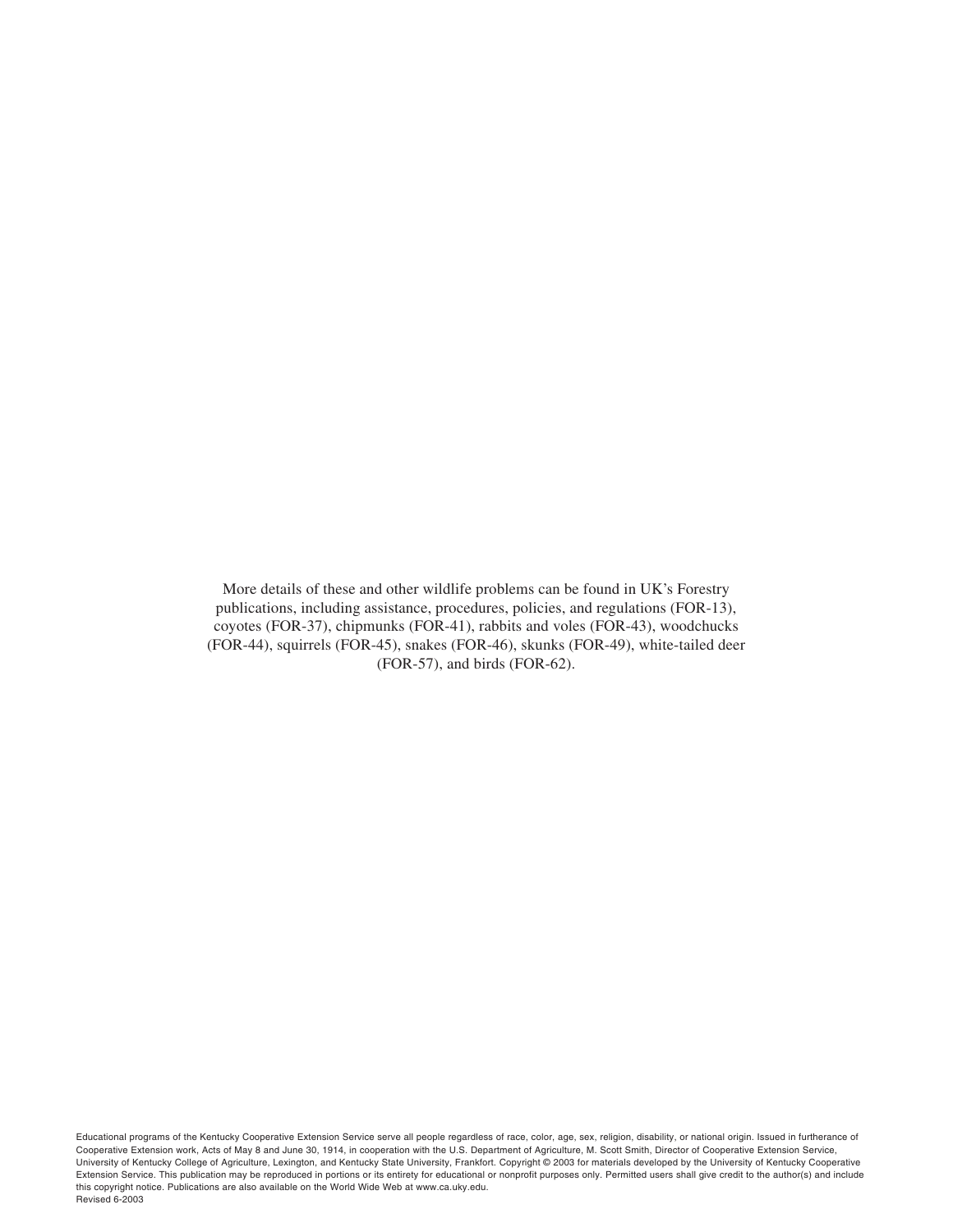More details of these and other wildlife problems can be found in UK's Forestry publications, including assistance, procedures, policies, and regulations (FOR-13), coyotes (FOR-37), chipmunks (FOR-41), rabbits and voles (FOR-43), woodchucks (FOR-44), squirrels (FOR-45), snakes (FOR-46), skunks (FOR-49), white-tailed deer (FOR-57), and birds (FOR-62).

Educational programs of the Kentucky Cooperative Extension Service serve all people regardless of race, color, age, sex, religion, disability, or national origin. Issued in furtherance of Cooperative Extension work, Acts of May 8 and June 30, 1914, in cooperation with the U.S. Department of Agriculture, M. Scott Smith, Director of Cooperative Extension Service, University of Kentucky College of Agriculture, Lexington, and Kentucky State University, Frankfort. Copyright © 2003 for materials developed by the University of Kentucky Cooperative Extension Service. This publication may be reproduced in portions or its entirety for educational or nonprofit purposes only. Permitted users shall give credit to the author(s) and include this copyright notice. Publications are also available on the World Wide Web at www.ca.uky.edu.
Revised 6-2003